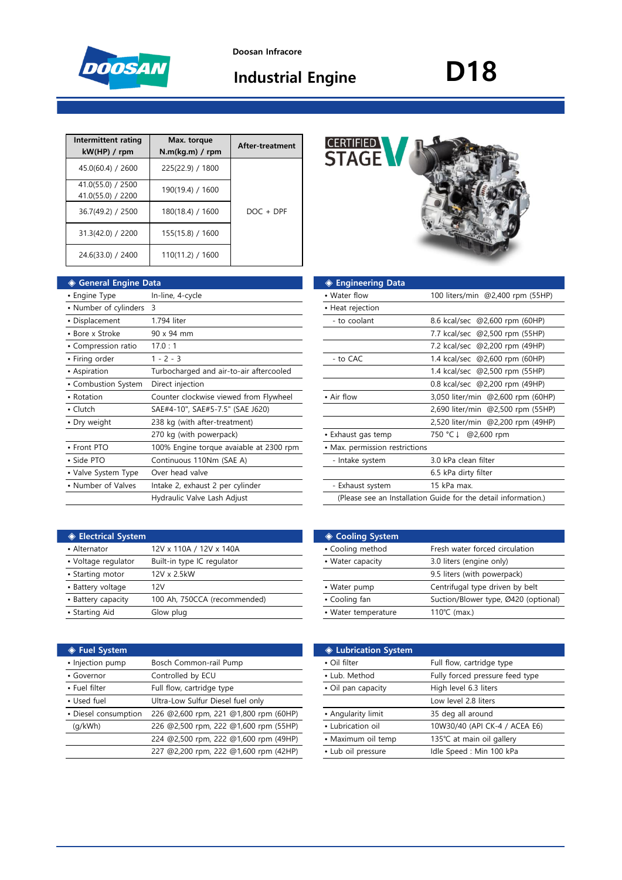Doosan Infracore

# Industrial Engine

# D18

| Intermittent rating kW(HP) / rpm | Max. torque N.m(kg.m) / rpm | After-treatment |
|---|---|---|
| 45.0(60.4) / 2600 | 225(22.9) / 1800 | DOC + DPF |
| 41.0(55.0) / 2500<br>41.0(55.0) / 2200 | 190(19.4) / 1600 | |
| 36.7(49.2) / 2500 | 180(18.4) / 1600 | |
| 31.3(42.0) / 2200 | 155(15.8) / 1600 | |
| 24.6(33.0) / 2400 | 110(11.2) / 1600 | |

CERTIFIED STAGE V

## ◈ General Engine Data

| | |
|---|---|
| • Engine Type | In-line, 4-cycle |
| • Number of cylinders | 3 |
| • Displacement | 1.794 liter |
| • Bore x Stroke | 90 x 94 mm |
| • Compression ratio | 17.0 : 1 |
| • Firing order | 1 - 2 - 3 |
| • Aspiration | Turbocharged and air-to-air aftercooled |
| • Combustion System | Direct injection |
| • Rotation | Counter clockwise viewed from Flywheel |
| • Clutch | SAE#4-10", SAE#5-7.5" (SAE J620) |
| • Dry weight | 238 kg (with after-treatment) |
| | 270 kg (with powerpack) |
| • Front PTO | 100% Engine torque avaiable at 2300 rpm |
| • Side PTO | Continuous 110Nm (SAE A) |
| • Valve System Type | Over head valve |
| • Number of Valves | Intake 2, exhaust 2 per cylinder |
| | Hydraulic Valve Lash Adjust |

## ◈ Engineering Data

| | |
|---|---|
| • Water flow | 100 liters/min @2,400 rpm (55HP) |
| • Heat rejection | |
| - to coolant | 8.6 kcal/sec @2,600 rpm (60HP) |
| | 7.7 kcal/sec @2,500 rpm (55HP) |
| | 7.2 kcal/sec @2,200 rpm (49HP) |
| - to CAC | 1.4 kcal/sec @2,600 rpm (60HP) |
| | 1.4 kcal/sec @2,500 rpm (55HP) |
| | 0.8 kcal/sec @2,200 rpm (49HP) |
| • Air flow | 3,050 liter/min @2,600 rpm (60HP) |
| | 2,690 liter/min @2,500 rpm (55HP) |
| | 2,520 liter/min @2,200 rpm (49HP) |
| • Exhaust gas temp | 750 °C ↓ @2,600 rpm |
| • Max. permission restrictions | |
| - Intake system | 3.0 kPa clean filter |
| | 6.5 kPa dirty filter |
| - Exhaust system | 15 kPa max. |

(Please see an Installation Guide for the detail information.)

## ◈ Electrical System

| | |
|---|---|
| • Alternator | 12V x 110A / 12V x 140A |
| • Voltage regulator | Built-in type IC regulator |
| • Starting motor | 12V x 2.5kW |
| • Battery voltage | 12V |
| • Battery capacity | 100 Ah, 750CCA (recommended) |
| • Starting Aid | Glow plug |

## ◈ Cooling System

| | |
|---|---|
| • Cooling method | Fresh water forced circulation |
| • Water capacity | 3.0 liters (engine only) |
| | 9.5 liters (with powerpack) |
| • Water pump | Centrifugal type driven by belt |
| • Cooling fan | Suction/Blower type, Ø420 (optional) |
| • Water temperature | 110℃ (max.) |

## ◈ Fuel System

| | |
|---|---|
| • Injection pump | Bosch Common-rail Pump |
| • Governor | Controlled by ECU |
| • Fuel filter | Full flow, cartridge type |
| • Used fuel | Ultra-Low Sulfur Diesel fuel only |
| • Diesel consumption | 226 @2,600 rpm, 221 @1,800 rpm (60HP) |
| (g/kWh) | 226 @2,500 rpm, 222 @1,600 rpm (55HP) |
| | 224 @2,500 rpm, 222 @1,600 rpm (49HP) |
| | 227 @2,200 rpm, 222 @1,600 rpm (42HP) |

## ◈ Lubrication System

| | |
|---|---|
| • Oil filter | Full flow, cartridge type |
| • Lub. Method | Fully forced pressure feed type |
| • Oil pan capacity | High level 6.3 liters |
| | Low level 2.8 liters |
| • Angularity limit | 35 deg all around |
| • Lubrication oil | 10W30/40 (API CK-4 / ACEA E6) |
| • Maximum oil temp | 135℃ at main oil gallery |
| • Lub oil pressure | Idle Speed : Min 100 kPa |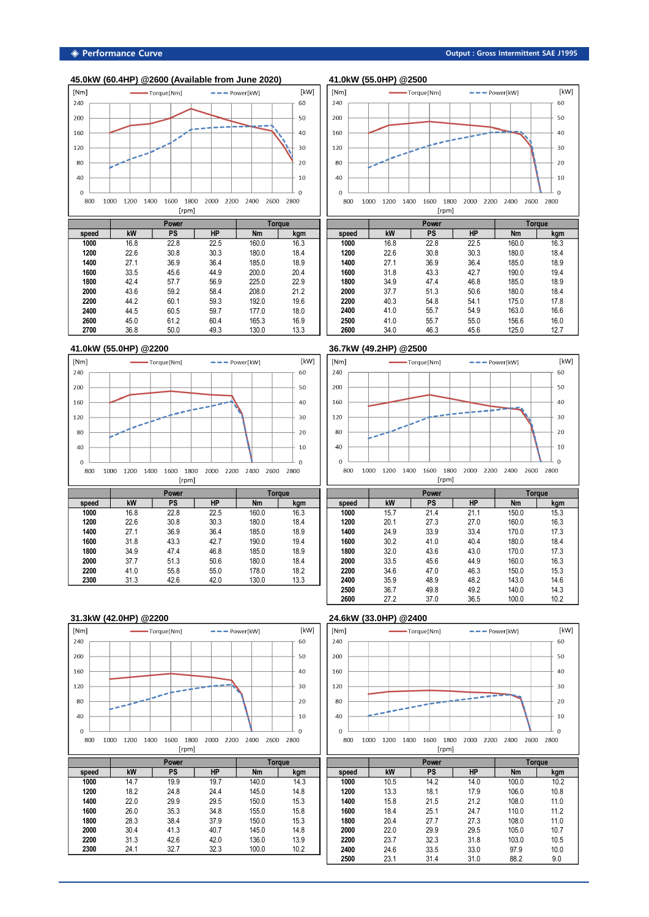## ◈ Performance Curve

Output : Gross Intermittent SAE J1995

### 45.0kW (60.4HP) @2600 (Available from June 2020)

| speed | Power | | | Torque | |
|---|---|---|---|---|---|
| | kW | PS | HP | Nm | kgm |
| 1000 | 16.8 | 22.8 | 22.5 | 160.0 | 16.3 |
| 1200 | 22.6 | 30.8 | 30.3 | 180.0 | 18.4 |
| 1400 | 27.1 | 36.9 | 36.4 | 185.0 | 18.9 |
| 1600 | 33.5 | 45.6 | 44.9 | 200.0 | 20.4 |
| 1800 | 42.4 | 57.7 | 56.9 | 225.0 | 22.9 |
| 2000 | 43.6 | 59.2 | 58.4 | 208.0 | 21.2 |
| 2200 | 44.2 | 60.1 | 59.3 | 192.0 | 19.6 |
| 2400 | 44.5 | 60.5 | 59.7 | 177.0 | 18.0 |
| 2600 | 45.0 | 61.2 | 60.4 | 165.3 | 16.9 |
| 2700 | 36.8 | 50.0 | 49.3 | 130.0 | 13.3 |

### 41.0kW (55.0HP) @2500

| speed | Power | | | Torque | |
|---|---|---|---|---|---|
| | kW | PS | HP | Nm | kgm |
| 1000 | 16.8 | 22.8 | 22.5 | 160.0 | 16.3 |
| 1200 | 22.6 | 30.8 | 30.3 | 180.0 | 18.4 |
| 1400 | 27.1 | 36.9 | 36.4 | 185.0 | 18.9 |
| 1600 | 31.8 | 43.3 | 42.7 | 190.0 | 19.4 |
| 1800 | 34.9 | 47.4 | 46.8 | 185.0 | 18.9 |
| 2000 | 37.7 | 51.3 | 50.6 | 180.0 | 18.4 |
| 2200 | 40.3 | 54.8 | 54.1 | 175.0 | 17.8 |
| 2400 | 41.0 | 55.7 | 54.9 | 163.0 | 16.6 |
| 2500 | 41.0 | 55.7 | 55.0 | 156.6 | 16.0 |
| 2600 | 34.0 | 46.3 | 45.6 | 125.0 | 12.7 |

### 41.0kW (55.0HP) @2200

| speed | Power | | | Torque | |
|---|---|---|---|---|---|
| | kW | PS | HP | Nm | kgm |
| 1000 | 16.8 | 22.8 | 22.5 | 160.0 | 16.3 |
| 1200 | 22.6 | 30.8 | 30.3 | 180.0 | 18.4 |
| 1400 | 27.1 | 36.9 | 36.4 | 185.0 | 18.9 |
| 1600 | 31.8 | 43.3 | 42.7 | 190.0 | 19.4 |
| 1800 | 34.9 | 47.4 | 46.8 | 185.0 | 18.9 |
| 2000 | 37.7 | 51.3 | 50.6 | 180.0 | 18.4 |
| 2200 | 41.0 | 55.8 | 55.0 | 178.0 | 18.2 |
| 2300 | 31.3 | 42.6 | 42.0 | 130.0 | 13.3 |

### 36.7kW (49.2HP) @2500

| speed | Power | | | Torque | |
|---|---|---|---|---|---|
| | kW | PS | HP | Nm | kgm |
| 1000 | 15.7 | 21.4 | 21.1 | 150.0 | 15.3 |
| 1200 | 20.1 | 27.3 | 27.0 | 160.0 | 16.3 |
| 1400 | 24.9 | 33.9 | 33.4 | 170.0 | 17.3 |
| 1600 | 30.2 | 41.0 | 40.4 | 180.0 | 18.4 |
| 1800 | 32.0 | 43.6 | 43.0 | 170.0 | 17.3 |
| 2000 | 33.5 | 45.6 | 44.9 | 160.0 | 16.3 |
| 2200 | 34.6 | 47.0 | 46.3 | 150.0 | 15.3 |
| 2400 | 35.9 | 48.9 | 48.2 | 143.0 | 14.6 |
| 2500 | 36.7 | 49.8 | 49.2 | 140.0 | 14.3 |
| 2600 | 27.2 | 37.0 | 36.5 | 100.0 | 10.2 |

### 31.3kW (42.0HP) @2200

| speed | Power | | | Torque | |
|---|---|---|---|---|---|
| | kW | PS | HP | Nm | kgm |
| 1000 | 14.7 | 19.9 | 19.7 | 140.0 | 14.3 |
| 1200 | 18.2 | 24.8 | 24.4 | 145.0 | 14.8 |
| 1400 | 22.0 | 29.9 | 29.5 | 150.0 | 15.3 |
| 1600 | 26.0 | 35.3 | 34.8 | 155.0 | 15.8 |
| 1800 | 28.3 | 38.4 | 37.9 | 150.0 | 15.3 |
| 2000 | 30.4 | 41.3 | 40.7 | 145.0 | 14.8 |
| 2200 | 31.3 | 42.6 | 42.0 | 136.0 | 13.9 |
| 2300 | 24.1 | 32.7 | 32.3 | 100.0 | 10.2 |

### 24.6kW (33.0HP) @2400

| speed | Power | | | Torque | |
|---|---|---|---|---|---|
| | kW | PS | HP | Nm | kgm |
| 1000 | 10.5 | 14.2 | 14.0 | 100.0 | 10.2 |
| 1200 | 13.3 | 18.1 | 17.9 | 106.0 | 10.8 |
| 1400 | 15.8 | 21.5 | 21.2 | 108.0 | 11.0 |
| 1600 | 18.4 | 25.1 | 24.7 | 110.0 | 11.2 |
| 1800 | 20.4 | 27.7 | 27.3 | 108.0 | 11.0 |
| 2000 | 22.0 | 29.9 | 29.5 | 105.0 | 10.7 |
| 2200 | 23.7 | 32.3 | 31.8 | 103.0 | 10.5 |
| 2400 | 24.6 | 33.5 | 33.0 | 97.9 | 10.0 |
| 2500 | 23.1 | 31.4 | 31.0 | 88.2 | 9.0 |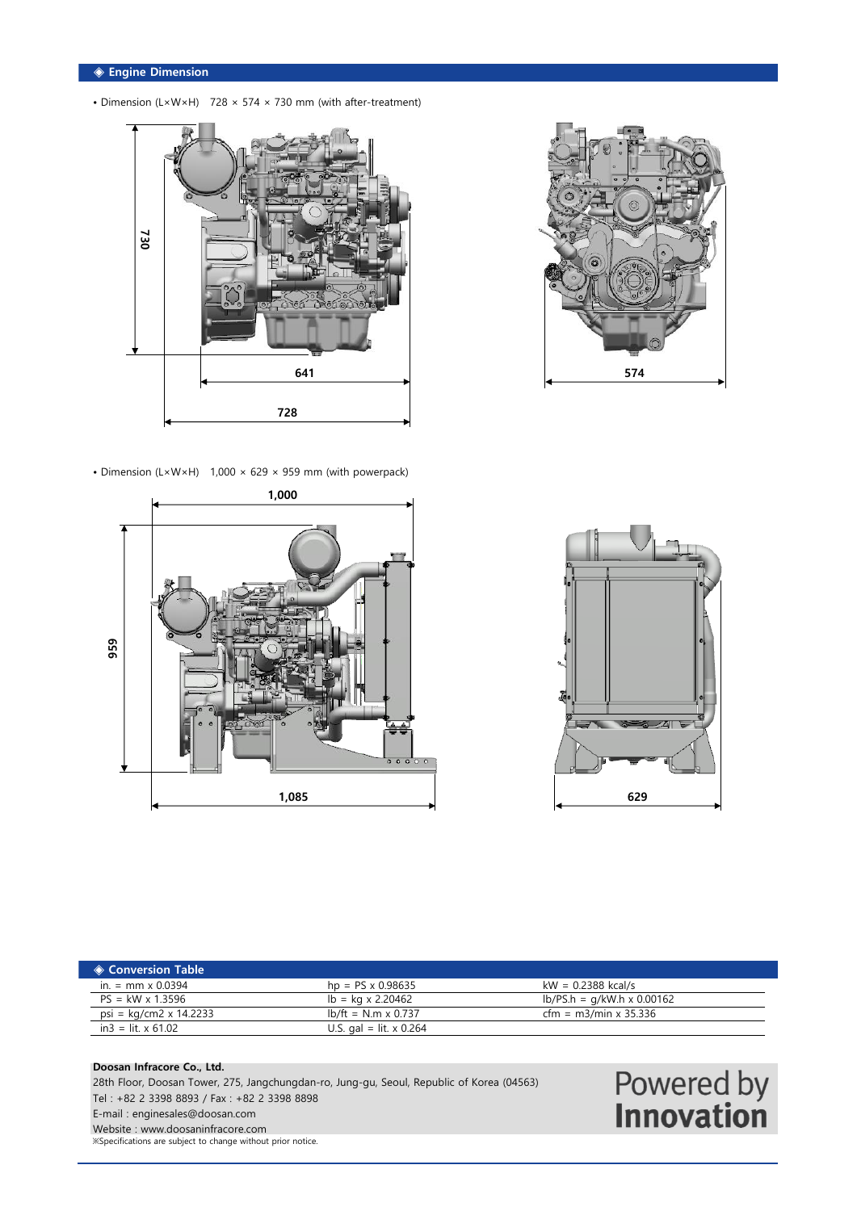## ◈ Engine Dimension

• Dimension (L×W×H) 728 × 574 × 730 mm (with after-treatment)

730

641

728

574

• Dimension (L×W×H) 1,000 × 629 × 959 mm (with powerpack)

1,000

959

1,085

629

## ◈ Conversion Table

| | | |
|---|---|---|
| in. = mm x 0.0394 | hp = PS x 0.98635 | kW = 0.2388 kcal/s |
| PS = kW x 1.3596 | lb = kg x 2.20462 | lb/PS.h = g/kW.h x 0.00162 |
| psi = kg/cm2 x 14.2233 | lb/ft = N.m x 0.737 | cfm = m3/min x 35.336 |
| in3 = lit. x 61.02 | U.S. gal = lit. x 0.264 | |

**Doosan Infracore Co., Ltd.**
28th Floor, Doosan Tower, 275, Jangchungdan-ro, Jung-gu, Seoul, Republic of Korea (04563)
Tel : +82 2 3398 8893 / Fax : +82 2 3398 8898
E-mail : enginesales@doosan.com
Website : www.doosaninfracore.com
※Specifications are subject to change without prior notice.

Powered by **Innovation**